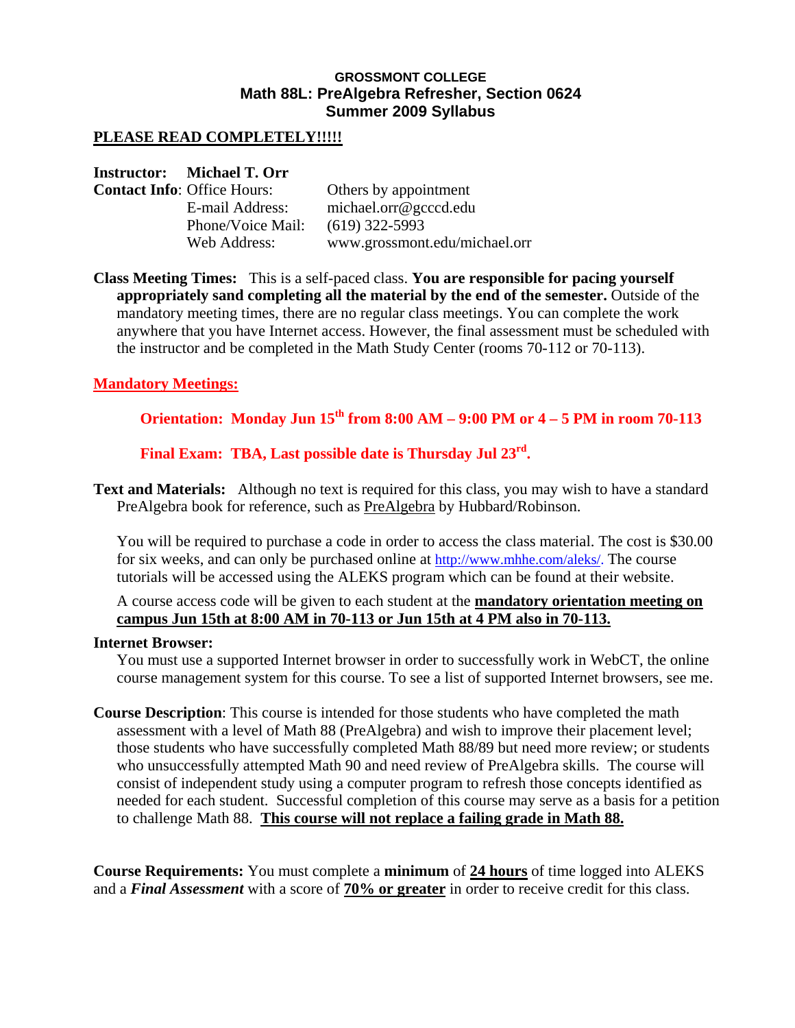**GROSSMONT COLLEGE**
**Math 88L: PreAlgebra Refresher, Section 0624**
**Summer 2009 Syllabus**

**PLEASE READ COMPLETELY!!!!!**

**Instructor:** **Michael T. Orr**

**Contact Info**: Office Hours: Others by appointment
E-mail Address: michael.orr@gcccd.edu
Phone/Voice Mail: (619) 322-5993
Web Address: www.grossmont.edu/michael.orr

**Class Meeting Times:** This is a self-paced class. **You are responsible for pacing yourself appropriately sand completing all the material by the end of the semester.** Outside of the mandatory meeting times, there are no regular class meetings. You can complete the work anywhere that you have Internet access. However, the final assessment must be scheduled with the instructor and be completed in the Math Study Center (rooms 70-112 or 70-113).

**Mandatory Meetings:**

**Orientation: Monday Jun 15th from 8:00 AM – 9:00 PM or 4 – 5 PM in room 70-113**

**Final Exam: TBA, Last possible date is Thursday Jul 23rd.**

**Text and Materials:** Although no text is required for this class, you may wish to have a standard PreAlgebra book for reference, such as PreAlgebra by Hubbard/Robinson.

You will be required to purchase a code in order to access the class material. The cost is $30.00 for six weeks, and can only be purchased online at http://www.mhhe.com/aleks/. The course tutorials will be accessed using the ALEKS program which can be found at their website.

A course access code will be given to each student at the **mandatory orientation meeting on campus Jun 15th at 8:00 AM in 70-113 or Jun 15th at 4 PM also in 70-113.**

**Internet Browser:**

You must use a supported Internet browser in order to successfully work in WebCT, the online course management system for this course. To see a list of supported Internet browsers, see me.

**Course Description**: This course is intended for those students who have completed the math assessment with a level of Math 88 (PreAlgebra) and wish to improve their placement level; those students who have successfully completed Math 88/89 but need more review; or students who unsuccessfully attempted Math 90 and need review of PreAlgebra skills. The course will consist of independent study using a computer program to refresh those concepts identified as needed for each student. Successful completion of this course may serve as a basis for a petition to challenge Math 88. **This course will not replace a failing grade in Math 88.**

**Course Requirements:** You must complete a **minimum** of **24 hours** of time logged into ALEKS and a ***Final Assessment*** with a score of **70% or greater** in order to receive credit for this class.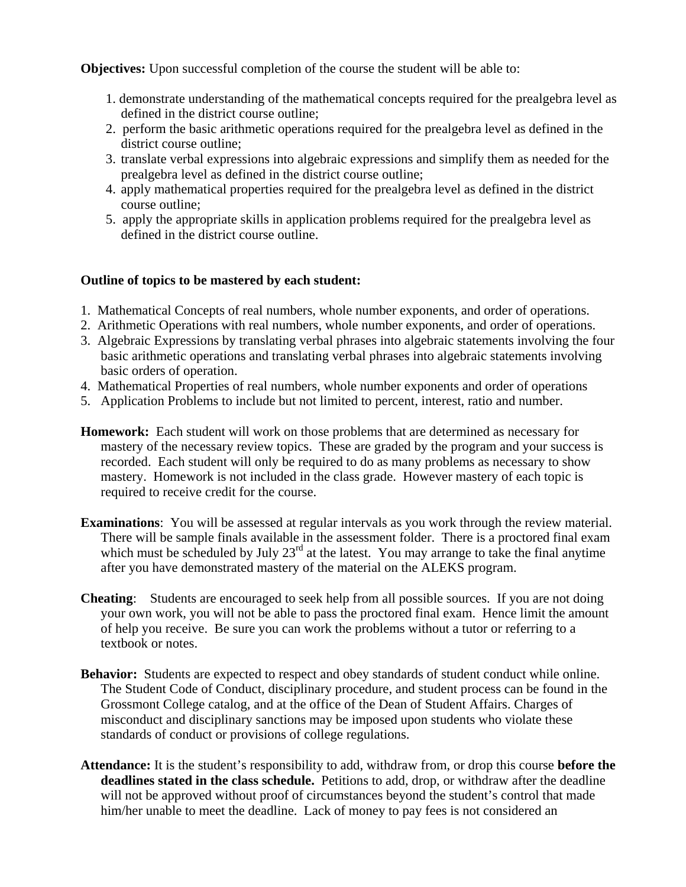**Objectives:** Upon successful completion of the course the student will be able to:

1. demonstrate understanding of the mathematical concepts required for the prealgebra level as defined in the district course outline;
2. perform the basic arithmetic operations required for the prealgebra level as defined in the district course outline;
3. translate verbal expressions into algebraic expressions and simplify them as needed for the prealgebra level as defined in the district course outline;
4. apply mathematical properties required for the prealgebra level as defined in the district course outline;
5. apply the appropriate skills in application problems required for the prealgebra level as defined in the district course outline.

**Outline of topics to be mastered by each student:**

1. Mathematical Concepts of real numbers, whole number exponents, and order of operations.
2. Arithmetic Operations with real numbers, whole number exponents, and order of operations.
3. Algebraic Expressions by translating verbal phrases into algebraic statements involving the four basic arithmetic operations and translating verbal phrases into algebraic statements involving basic orders of operation.
4. Mathematical Properties of real numbers, whole number exponents and order of operations
5. Application Problems to include but not limited to percent, interest, ratio and number.

**Homework:** Each student will work on those problems that are determined as necessary for mastery of the necessary review topics. These are graded by the program and your success is recorded. Each student will only be required to do as many problems as necessary to show mastery. Homework is not included in the class grade. However mastery of each topic is required to receive credit for the course.

**Examinations**: You will be assessed at regular intervals as you work through the review material. There will be sample finals available in the assessment folder. There is a proctored final exam which must be scheduled by July 23rd at the latest. You may arrange to take the final anytime after you have demonstrated mastery of the material on the ALEKS program.

**Cheating**: Students are encouraged to seek help from all possible sources. If you are not doing your own work, you will not be able to pass the proctored final exam. Hence limit the amount of help you receive. Be sure you can work the problems without a tutor or referring to a textbook or notes.

**Behavior:** Students are expected to respect and obey standards of student conduct while online. The Student Code of Conduct, disciplinary procedure, and student process can be found in the Grossmont College catalog, and at the office of the Dean of Student Affairs. Charges of misconduct and disciplinary sanctions may be imposed upon students who violate these standards of conduct or provisions of college regulations.

**Attendance:** It is the student's responsibility to add, withdraw from, or drop this course **before the deadlines stated in the class schedule.** Petitions to add, drop, or withdraw after the deadline will not be approved without proof of circumstances beyond the student's control that made him/her unable to meet the deadline. Lack of money to pay fees is not considered an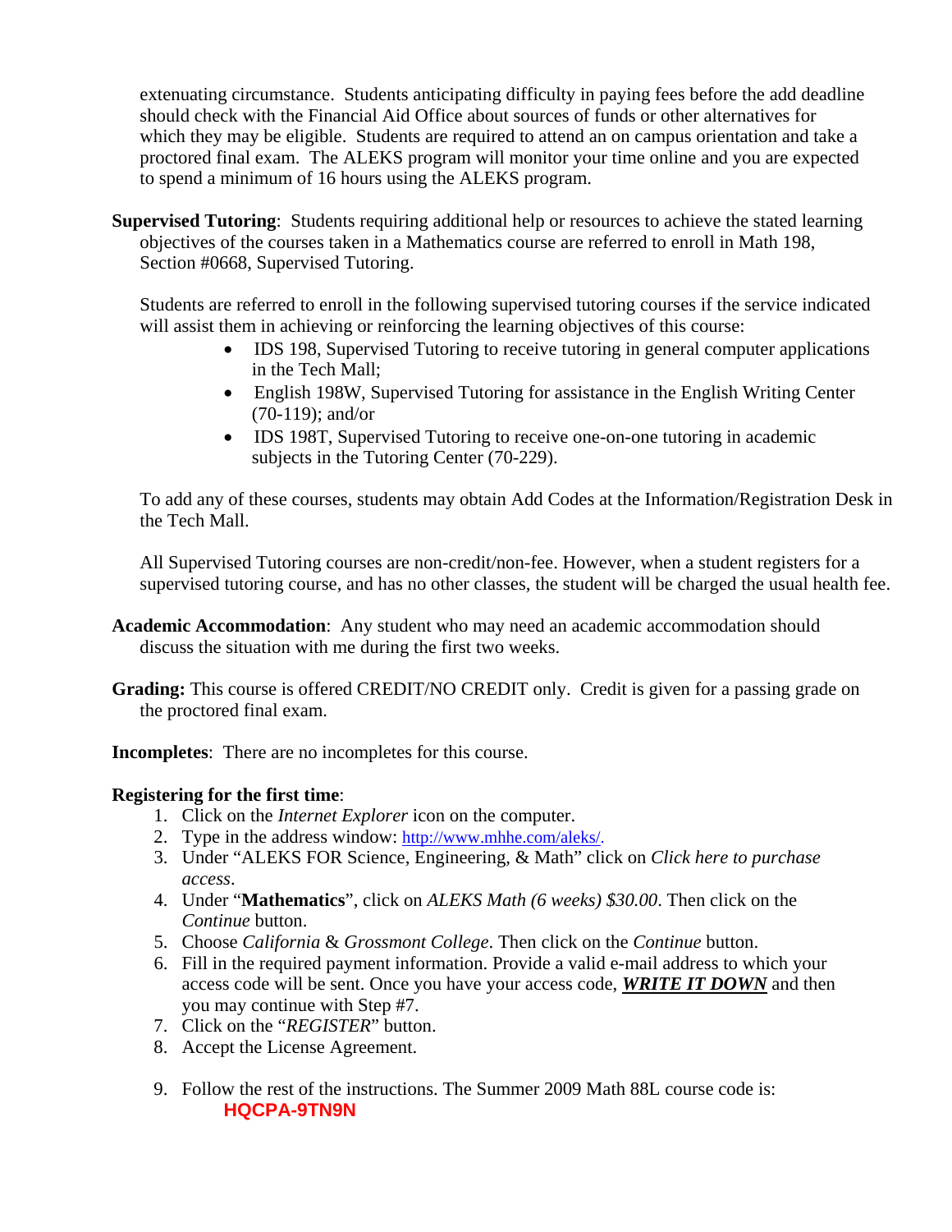extenuating circumstance. Students anticipating difficulty in paying fees before the add deadline should check with the Financial Aid Office about sources of funds or other alternatives for which they may be eligible. Students are required to attend an on campus orientation and take a proctored final exam. The ALEKS program will monitor your time online and you are expected to spend a minimum of 16 hours using the ALEKS program.

**Supervised Tutoring**: Students requiring additional help or resources to achieve the stated learning objectives of the courses taken in a Mathematics course are referred to enroll in Math 198, Section #0668, Supervised Tutoring.

Students are referred to enroll in the following supervised tutoring courses if the service indicated will assist them in achieving or reinforcing the learning objectives of this course:

- IDS 198, Supervised Tutoring to receive tutoring in general computer applications in the Tech Mall;
- English 198W, Supervised Tutoring for assistance in the English Writing Center (70-119); and/or
- IDS 198T, Supervised Tutoring to receive one-on-one tutoring in academic subjects in the Tutoring Center (70-229).

To add any of these courses, students may obtain Add Codes at the Information/Registration Desk in the Tech Mall.

All Supervised Tutoring courses are non-credit/non-fee. However, when a student registers for a supervised tutoring course, and has no other classes, the student will be charged the usual health fee.

**Academic Accommodation**: Any student who may need an academic accommodation should discuss the situation with me during the first two weeks.

**Grading:** This course is offered CREDIT/NO CREDIT only. Credit is given for a passing grade on the proctored final exam.

**Incompletes**: There are no incompletes for this course.

**Registering for the first time**:

1. Click on the *Internet Explorer* icon on the computer.
2. Type in the address window: http://www.mhhe.com/aleks/.
3. Under "ALEKS FOR Science, Engineering, & Math" click on *Click here to purchase access*.
4. Under "**Mathematics**", click on *ALEKS Math (6 weeks) $30.00*. Then click on the *Continue* button.
5. Choose *California* & *Grossmont College*. Then click on the *Continue* button.
6. Fill in the required payment information. Provide a valid e-mail address to which your access code will be sent. Once you have your access code, ***WRITE IT DOWN*** and then you may continue with Step #7.
7. Click on the "*REGISTER*" button.
8. Accept the License Agreement.
9. Follow the rest of the instructions. The Summer 2009 Math 88L course code is: **HQCPA-9TN9N**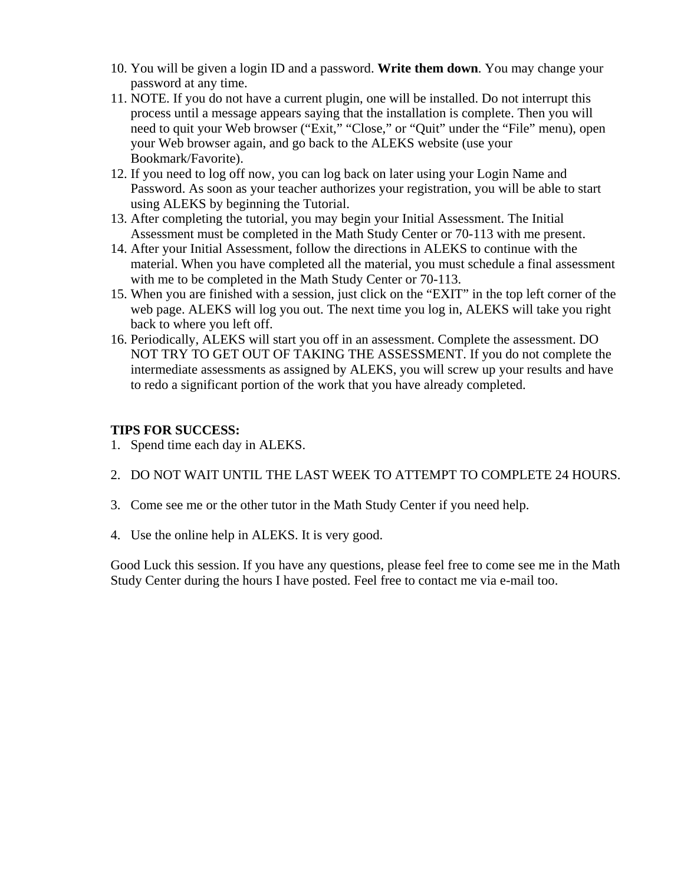10. You will be given a login ID and a password. **Write them down**. You may change your password at any time.
11. NOTE. If you do not have a current plugin, one will be installed. Do not interrupt this process until a message appears saying that the installation is complete. Then you will need to quit your Web browser (“Exit,” “Close,” or “Quit” under the “File” menu), open your Web browser again, and go back to the ALEKS website (use your Bookmark/Favorite).
12. If you need to log off now, you can log back on later using your Login Name and Password. As soon as your teacher authorizes your registration, you will be able to start using ALEKS by beginning the Tutorial.
13. After completing the tutorial, you may begin your Initial Assessment. The Initial Assessment must be completed in the Math Study Center or 70-113 with me present.
14. After your Initial Assessment, follow the directions in ALEKS to continue with the material. When you have completed all the material, you must schedule a final assessment with me to be completed in the Math Study Center or 70-113.
15. When you are finished with a session, just click on the “EXIT” in the top left corner of the web page. ALEKS will log you out. The next time you log in, ALEKS will take you right back to where you left off.
16. Periodically, ALEKS will start you off in an assessment. Complete the assessment. DO NOT TRY TO GET OUT OF TAKING THE ASSESSMENT. If you do not complete the intermediate assessments as assigned by ALEKS, you will screw up your results and have to redo a significant portion of the work that you have already completed.

**TIPS FOR SUCCESS:**

1. Spend time each day in ALEKS.

2. DO NOT WAIT UNTIL THE LAST WEEK TO ATTEMPT TO COMPLETE 24 HOURS.

3. Come see me or the other tutor in the Math Study Center if you need help.

4. Use the online help in ALEKS. It is very good.

Good Luck this session. If you have any questions, please feel free to come see me in the Math Study Center during the hours I have posted. Feel free to contact me via e-mail too.